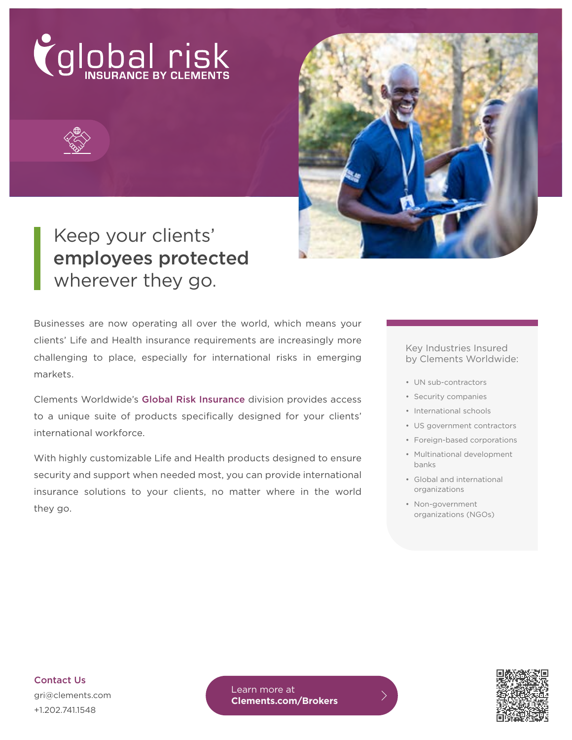# global risk

INSURANCE BY CLEMENTS

## Keep your clients' **employees protected** wherever they go.

Businesses are now operating all over the world, which means your clients' Life and Health insurance requirements are increasingly more challenging to place, especially for international risks in emerging markets.

Clements Worldwide's **Global Risk Insurance** division provides access to a unique suite of products specifically designed for your clients' international workforce.

With highly customizable Life and Health products designed to ensure security and support when needed most, you can provide international insurance solutions to your clients, no matter where in the world they go.

### Key Industries Insured by Clements Worldwide:

- UN sub-contractors
- Security companies
- International schools
- US government contractors
- Foreign-based corporations
- Multinational development banks
- Global and international organizations
- Non-government organizations (NGOs)

**Contact Us**

gri@clements.com

+1.202.741.1548

Learn more at **Clements.com/Brokers**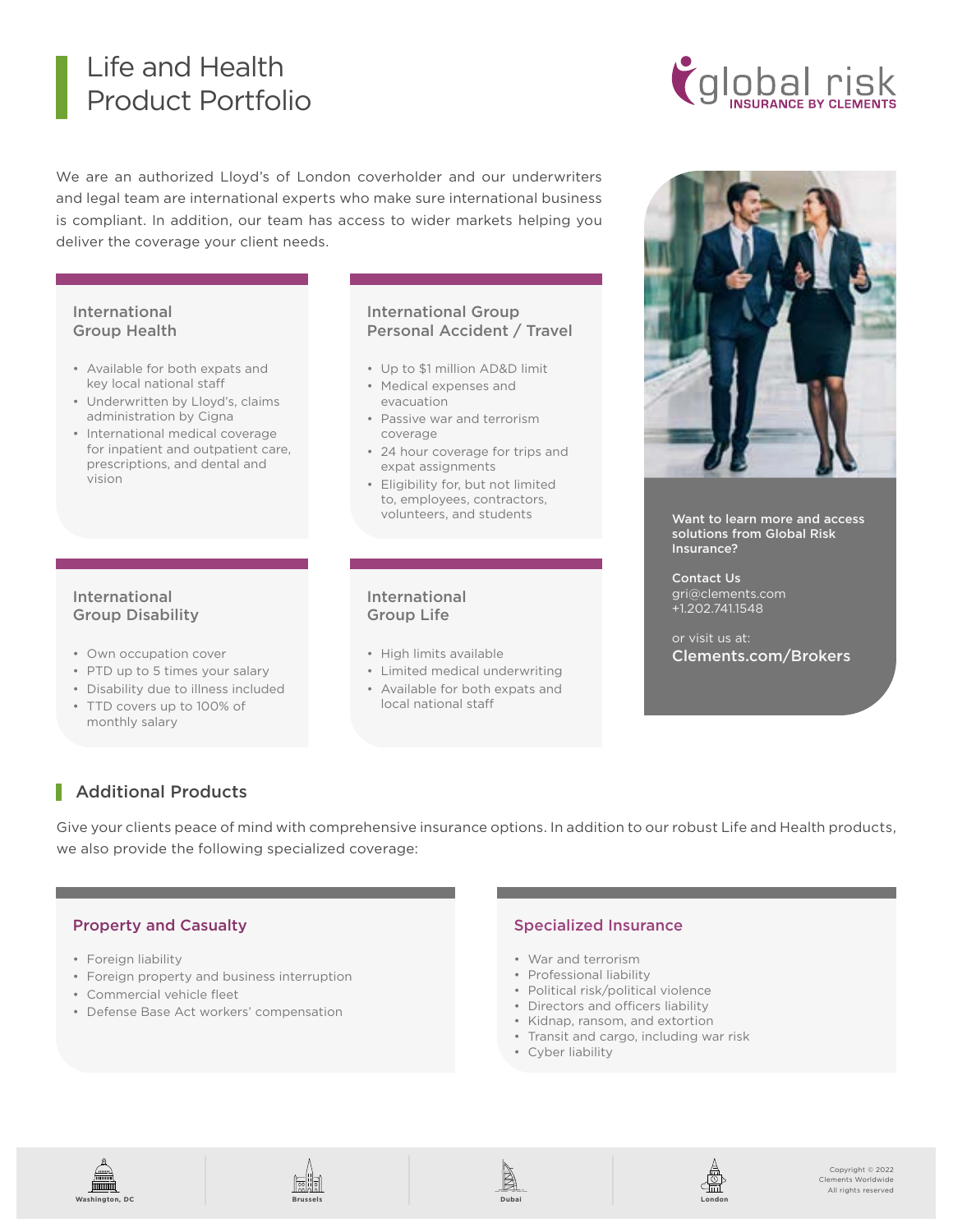# Life and Health Product Portfolio

global risk
INSURANCE BY CLEMENTS

We are an authorized Lloyd's of London coverholder and our underwriters and legal team are international experts who make sure international business is compliant. In addition, our team has access to wider markets helping you deliver the coverage your client needs.

### International Group Health

- Available for both expats and key local national staff
- Underwritten by Lloyd's, claims administration by Cigna
- International medical coverage for inpatient and outpatient care, prescriptions, and dental and vision

### International Group Personal Accident / Travel

- Up to $1 million AD&D limit
- Medical expenses and evacuation
- Passive war and terrorism coverage
- 24 hour coverage for trips and expat assignments
- Eligibility for, but not limited to, employees, contractors, volunteers, and students

### International Group Disability

- Own occupation cover
- PTD up to 5 times your salary
- Disability due to illness included
- TTD covers up to 100% of monthly salary

### International Group Life

- High limits available
- Limited medical underwriting
- Available for both expats and local national staff

**Want to learn more and access solutions from Global Risk Insurance?**

**Contact Us**
gri@clements.com
+1.202.741.1548

or visit us at:
**Clements.com/Brokers**

## Additional Products

Give your clients peace of mind with comprehensive insurance options. In addition to our robust Life and Health products, we also provide the following specialized coverage:

### Property and Casualty

- Foreign liability
- Foreign property and business interruption
- Commercial vehicle fleet
- Defense Base Act workers' compensation

### Specialized Insurance

- War and terrorism
- Professional liability
- Political risk/political violence
- Directors and officers liability
- Kidnap, ransom, and extortion
- Transit and cargo, including war risk
- Cyber liability

Washington, DC | Brussels | Dubai | London

Copyright © 2022 Clements Worldwide All rights reserved